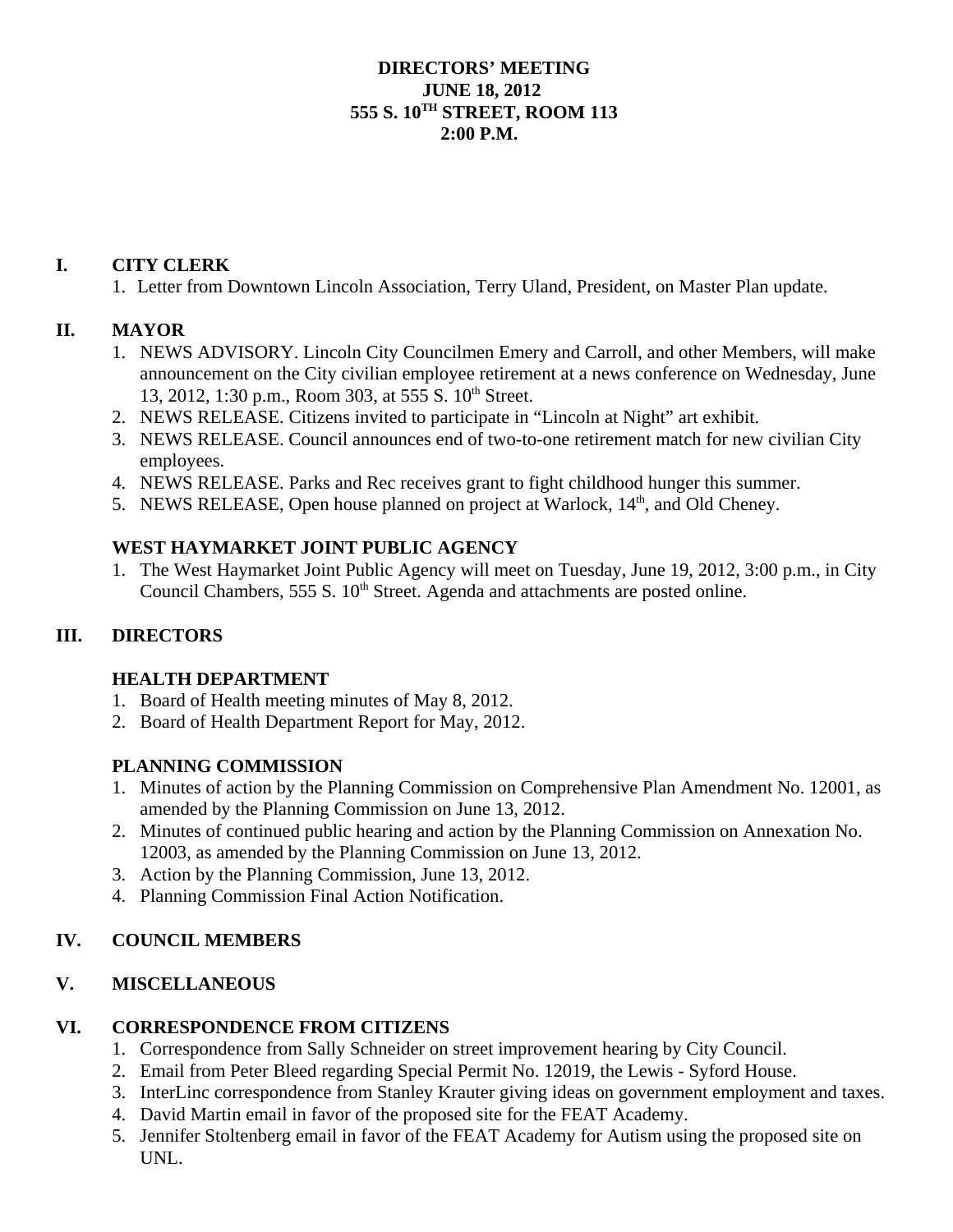# DIRECTORS' MEETING
# JUNE 18, 2012
# 555 S. 10TH STREET, ROOM 113
# 2:00 P.M.

## I. CITY CLERK

1. Letter from Downtown Lincoln Association, Terry Uland, President, on Master Plan update.

## II. MAYOR

1. NEWS ADVISORY. Lincoln City Councilmen Emery and Carroll, and other Members, will make announcement on the City civilian employee retirement at a news conference on Wednesday, June 13, 2012, 1:30 p.m., Room 303, at 555 S. 10th Street.
2. NEWS RELEASE. Citizens invited to participate in "Lincoln at Night" art exhibit.
3. NEWS RELEASE. Council announces end of two-to-one retirement match for new civilian City employees.
4. NEWS RELEASE. Parks and Rec receives grant to fight childhood hunger this summer.
5. NEWS RELEASE, Open house planned on project at Warlock, 14th, and Old Cheney.

### WEST HAYMARKET JOINT PUBLIC AGENCY

1. The West Haymarket Joint Public Agency will meet on Tuesday, June 19, 2012, 3:00 p.m., in City Council Chambers, 555 S. 10th Street. Agenda and attachments are posted online.

## III. DIRECTORS

### HEALTH DEPARTMENT

1. Board of Health meeting minutes of May 8, 2012.
2. Board of Health Department Report for May, 2012.

### PLANNING COMMISSION

1. Minutes of action by the Planning Commission on Comprehensive Plan Amendment No. 12001, as amended by the Planning Commission on June 13, 2012.
2. Minutes of continued public hearing and action by the Planning Commission on Annexation No. 12003, as amended by the Planning Commission on June 13, 2012.
3. Action by the Planning Commission, June 13, 2012.
4. Planning Commission Final Action Notification.

## IV. COUNCIL MEMBERS

## V. MISCELLANEOUS

## VI. CORRESPONDENCE FROM CITIZENS

1. Correspondence from Sally Schneider on street improvement hearing by City Council.
2. Email from Peter Bleed regarding Special Permit No. 12019, the Lewis - Syford House.
3. InterLinc correspondence from Stanley Krauter giving ideas on government employment and taxes.
4. David Martin email in favor of the proposed site for the FEAT Academy.
5. Jennifer Stoltenberg email in favor of the FEAT Academy for Autism using the proposed site on UNL.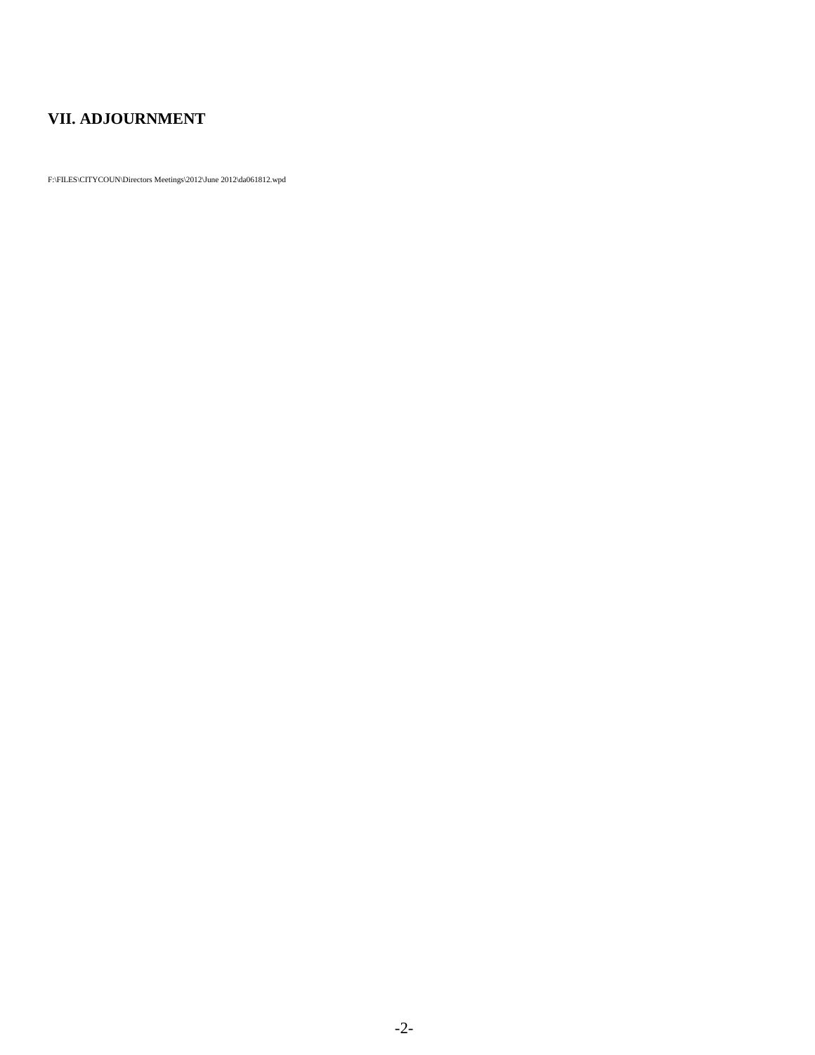## VII. ADJOURNMENT

F:\FILES\CITYCOUN\Directors Meetings\2012\June 2012\da061812.wpd